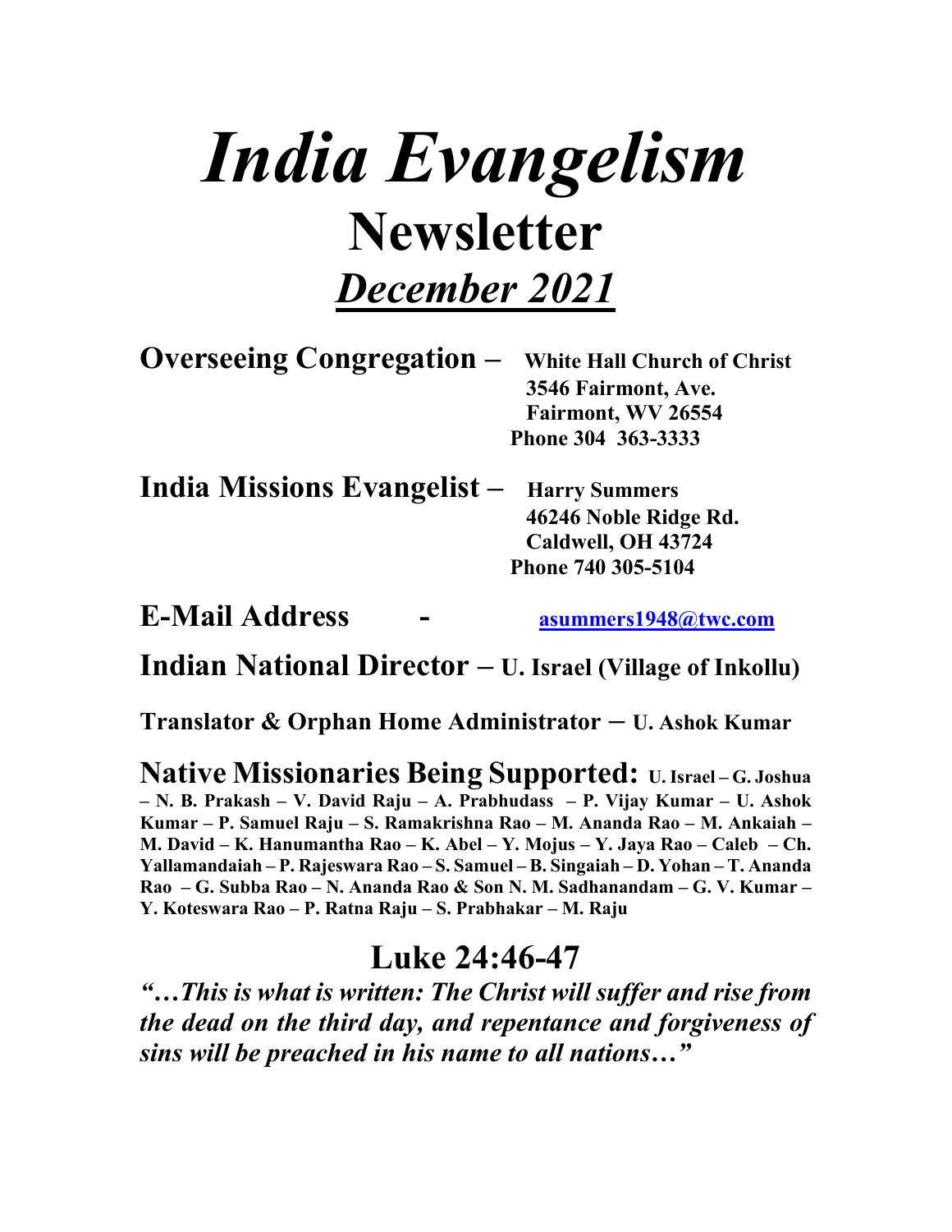# *India Evangelism*

# Newsletter

## ***December 2021***

**Overseeing Congregation –** **White Hall Church of Christ**
**3546 Fairmont, Ave.**
**Fairmont, WV 26554**
**Phone 304 363-3333**

**India Missions Evangelist –** **Harry Summers**
**46246 Noble Ridge Rd.**
**Caldwell, OH 43724**
**Phone 740 305-5104**

**E-Mail Address -** **asummers1948@twc.com**

**Indian National Director – U. Israel (Village of Inkollu)**

**Translator & Orphan Home Administrator – U. Ashok Kumar**

**Native Missionaries Being Supported: U. Israel – G. Joshua – N. B. Prakash – V. David Raju – A. Prabhudass – P. Vijay Kumar – U. Ashok Kumar – P. Samuel Raju – S. Ramakrishna Rao – M. Ananda Rao – M. Ankaiah – M. David – K. Hanumantha Rao – K. Abel – Y. Mojus – Y. Jaya Rao – Caleb – Ch. Yallamandaiah – P. Rajeswara Rao – S. Samuel – B. Singaiah – D. Yohan – T. Ananda Rao – G. Subba Rao – N. Ananda Rao & Son N. M. Sadhanandam – G. V. Kumar – Y. Koteswara Rao – P. Ratna Raju – S. Prabhakar – M. Raju**

## Luke 24:46-47

***"…This is what is written: The Christ will suffer and rise from the dead on the third day, and repentance and forgiveness of sins will be preached in his name to all nations…"***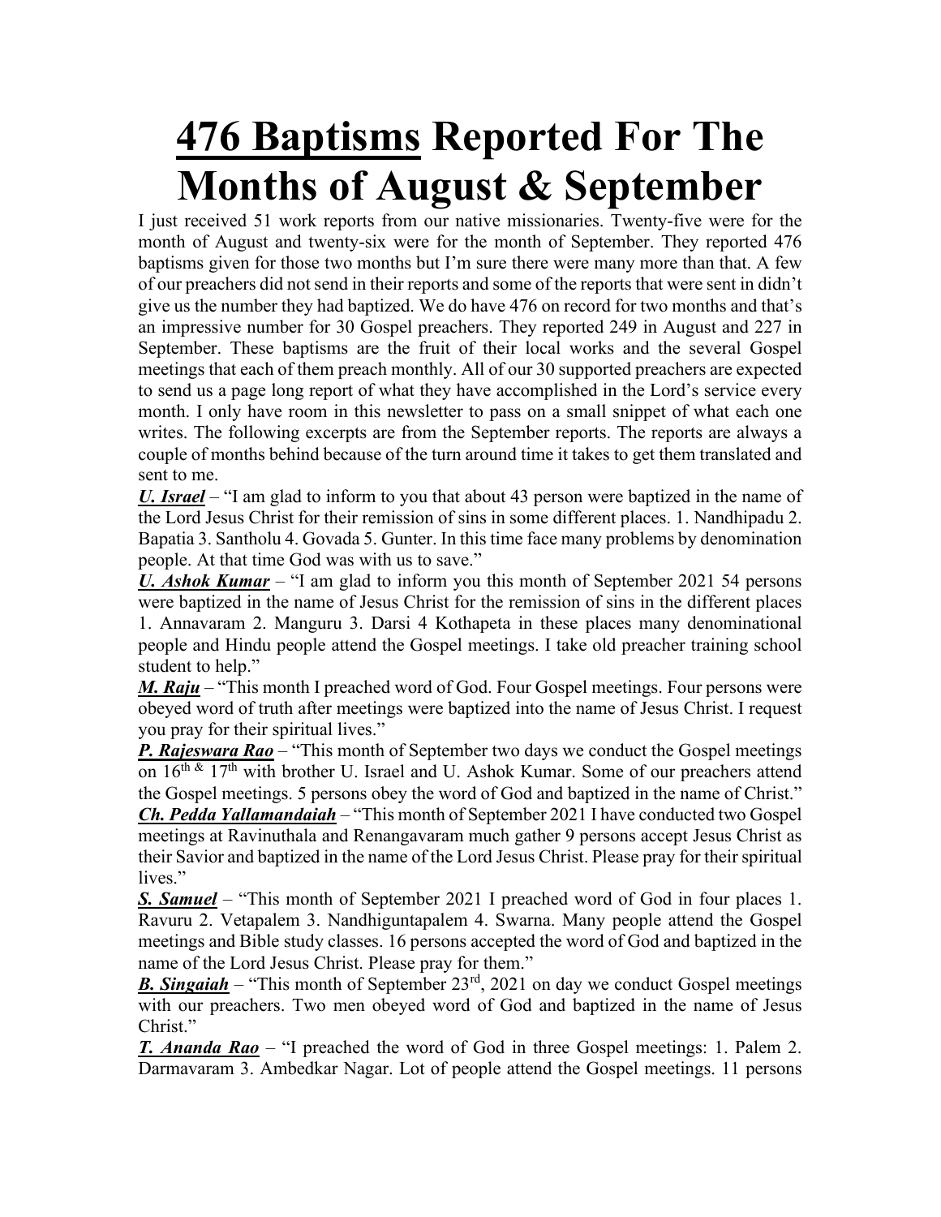# <u>476 Baptisms</u> Reported For The Months of August & September

I just received 51 work reports from our native missionaries. Twenty-five were for the month of August and twenty-six were for the month of September. They reported 476 baptisms given for those two months but I'm sure there were many more than that. A few of our preachers did not send in their reports and some of the reports that were sent in didn't give us the number they had baptized. We do have 476 on record for two months and that's an impressive number for 30 Gospel preachers. They reported 249 in August and 227 in September. These baptisms are the fruit of their local works and the several Gospel meetings that each of them preach monthly. All of our 30 supported preachers are expected to send us a page long report of what they have accomplished in the Lord's service every month. I only have room in this newsletter to pass on a small snippet of what each one writes. The following excerpts are from the September reports. The reports are always a couple of months behind because of the turn around time it takes to get them translated and sent to me.

***<u>U. Israel</u>*** – "I am glad to inform to you that about 43 person were baptized in the name of the Lord Jesus Christ for their remission of sins in some different places. 1. Nandhipadu 2. Bapatia 3. Santholu 4. Govada 5. Gunter. In this time face many problems by denomination people. At that time God was with us to save."

***<u>U. Ashok Kumar</u>*** – "I am glad to inform you this month of September 2021 54 persons were baptized in the name of Jesus Christ for the remission of sins in the different places 1. Annavaram 2. Manguru 3. Darsi 4 Kothapeta in these places many denominational people and Hindu people attend the Gospel meetings. I take old preacher training school student to help."

***<u>M. Raju</u>*** – "This month I preached word of God. Four Gospel meetings. Four persons were obeyed word of truth after meetings were baptized into the name of Jesus Christ. I request you pray for their spiritual lives."

***<u>P. Rajeswara Rao</u>*** – "This month of September two days we conduct the Gospel meetings on 16th & 17th with brother U. Israel and U. Ashok Kumar. Some of our preachers attend the Gospel meetings. 5 persons obey the word of God and baptized in the name of Christ."

***<u>Ch. Pedda Yallamandaiah</u>*** – "This month of September 2021 I have conducted two Gospel meetings at Ravinuthala and Renangavaram much gather 9 persons accept Jesus Christ as their Savior and baptized in the name of the Lord Jesus Christ. Please pray for their spiritual lives."

***<u>S. Samuel</u>*** – "This month of September 2021 I preached word of God in four places 1. Ravuru 2. Vetapalem 3. Nandhiguntapalem 4. Swarna. Many people attend the Gospel meetings and Bible study classes. 16 persons accepted the word of God and baptized in the name of the Lord Jesus Christ. Please pray for them."

***<u>B. Singaiah</u>*** – "This month of September 23rd, 2021 on day we conduct Gospel meetings with our preachers. Two men obeyed word of God and baptized in the name of Jesus Christ."

***<u>T. Ananda Rao</u>*** – "I preached the word of God in three Gospel meetings: 1. Palem 2. Darmavaram 3. Ambedkar Nagar. Lot of people attend the Gospel meetings. 11 persons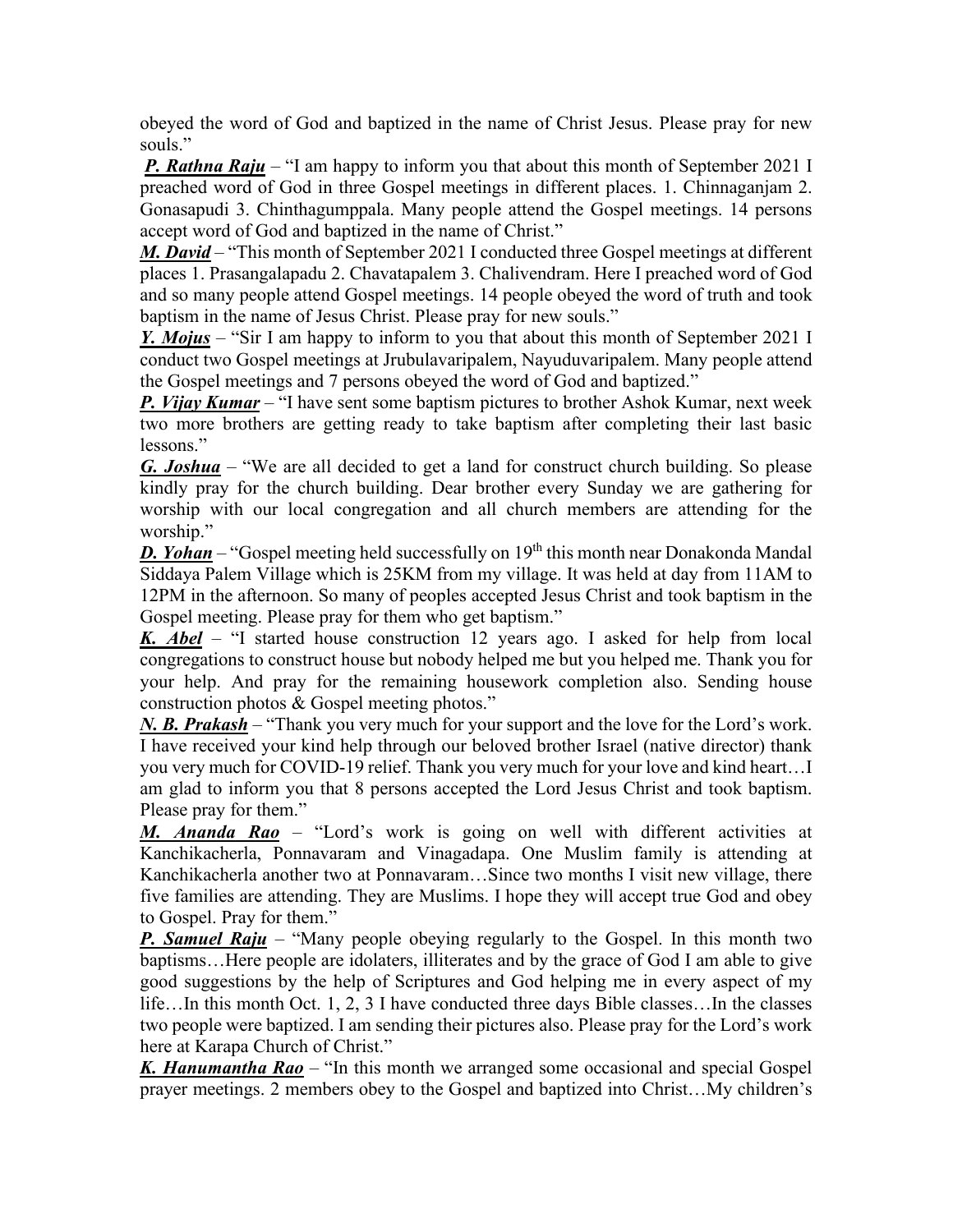obeyed the word of God and baptized in the name of Christ Jesus. Please pray for new souls."

***P. Rathna Raju*** – "I am happy to inform you that about this month of September 2021 I preached word of God in three Gospel meetings in different places. 1. Chinnaganjam 2. Gonasapudi 3. Chinthagumppala. Many people attend the Gospel meetings. 14 persons accept word of God and baptized in the name of Christ."

***M. David*** – "This month of September 2021 I conducted three Gospel meetings at different places 1. Prasangalapadu 2. Chavatapalem 3. Chalivendram. Here I preached word of God and so many people attend Gospel meetings. 14 people obeyed the word of truth and took baptism in the name of Jesus Christ. Please pray for new souls."

***Y. Mojus*** – "Sir I am happy to inform to you that about this month of September 2021 I conduct two Gospel meetings at Jrubulavaripalem, Nayuduvaripalem. Many people attend the Gospel meetings and 7 persons obeyed the word of God and baptized."

***P. Vijay Kumar*** – "I have sent some baptism pictures to brother Ashok Kumar, next week two more brothers are getting ready to take baptism after completing their last basic lessons."

***G. Joshua*** – "We are all decided to get a land for construct church building. So please kindly pray for the church building. Dear brother every Sunday we are gathering for worship with our local congregation and all church members are attending for the worship."

***D. Yohan*** – "Gospel meeting held successfully on 19th this month near Donakonda Mandal Siddaya Palem Village which is 25KM from my village. It was held at day from 11AM to 12PM in the afternoon. So many of peoples accepted Jesus Christ and took baptism in the Gospel meeting. Please pray for them who get baptism."

***K. Abel*** – "I started house construction 12 years ago. I asked for help from local congregations to construct house but nobody helped me but you helped me. Thank you for your help. And pray for the remaining housework completion also. Sending house construction photos & Gospel meeting photos."

***N. B. Prakash*** – "Thank you very much for your support and the love for the Lord's work. I have received your kind help through our beloved brother Israel (native director) thank you very much for COVID-19 relief. Thank you very much for your love and kind heart…I am glad to inform you that 8 persons accepted the Lord Jesus Christ and took baptism. Please pray for them."

***M. Ananda Rao*** – "Lord's work is going on well with different activities at Kanchikacherla, Ponnavaram and Vinagadapa. One Muslim family is attending at Kanchikacherla another two at Ponnavaram…Since two months I visit new village, there five families are attending. They are Muslims. I hope they will accept true God and obey to Gospel. Pray for them."

***P. Samuel Raju*** – "Many people obeying regularly to the Gospel. In this month two baptisms…Here people are idolaters, illiterates and by the grace of God I am able to give good suggestions by the help of Scriptures and God helping me in every aspect of my life…In this month Oct. 1, 2, 3 I have conducted three days Bible classes…In the classes two people were baptized. I am sending their pictures also. Please pray for the Lord's work here at Karapa Church of Christ."

***K. Hanumantha Rao*** – "In this month we arranged some occasional and special Gospel prayer meetings. 2 members obey to the Gospel and baptized into Christ…My children's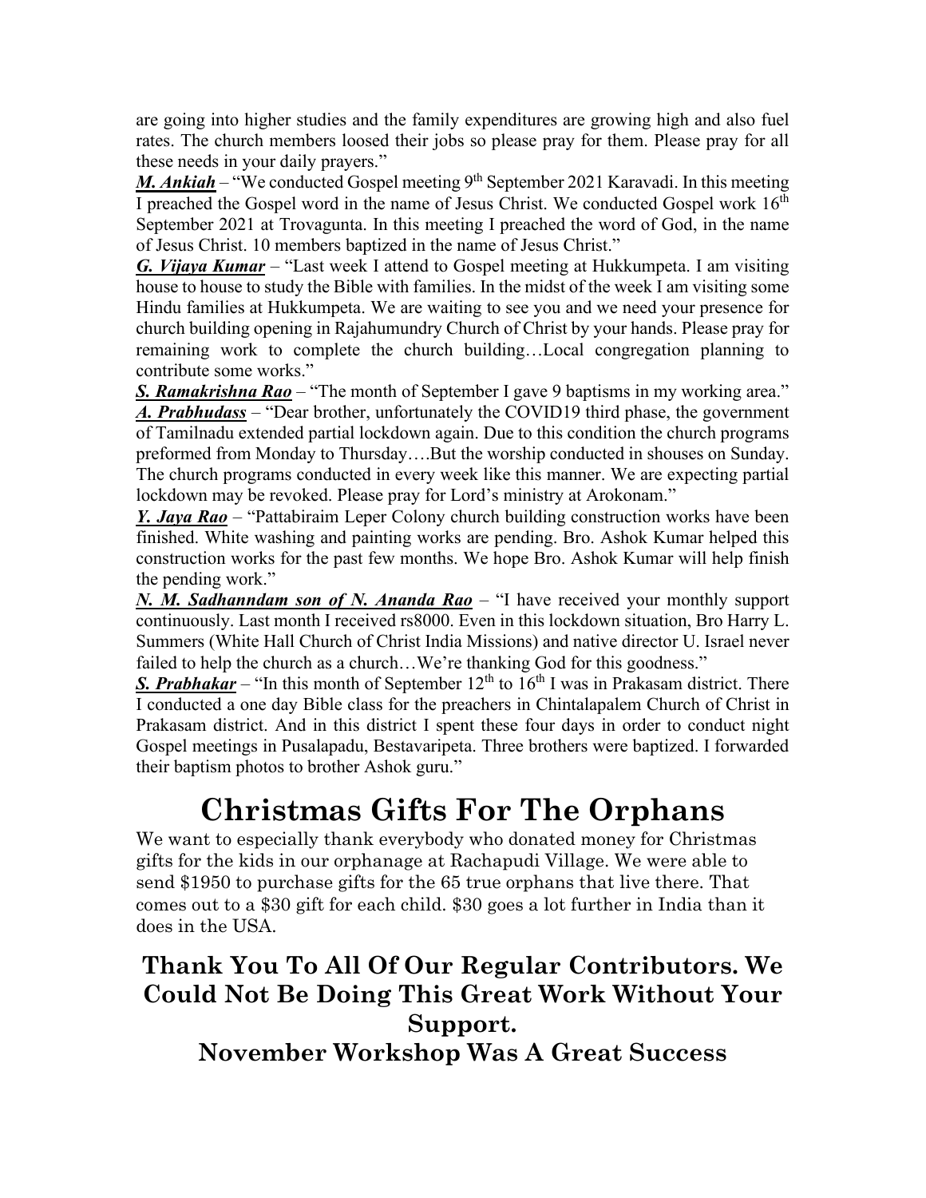are going into higher studies and the family expenditures are growing high and also fuel rates. The church members loosed their jobs so please pray for them. Please pray for all these needs in your daily prayers."

***M. Ankiah*** – "We conducted Gospel meeting 9th September 2021 Karavadi. In this meeting I preached the Gospel word in the name of Jesus Christ. We conducted Gospel work 16th September 2021 at Trovagunta. In this meeting I preached the word of God, in the name of Jesus Christ. 10 members baptized in the name of Jesus Christ."

***G. Vijaya Kumar*** – "Last week I attend to Gospel meeting at Hukkumpeta. I am visiting house to house to study the Bible with families. In the midst of the week I am visiting some Hindu families at Hukkumpeta. We are waiting to see you and we need your presence for church building opening in Rajahumundry Church of Christ by your hands. Please pray for remaining work to complete the church building…Local congregation planning to contribute some works."

***S. Ramakrishna Rao*** – "The month of September I gave 9 baptisms in my working area."

***A. Prabhudass*** – "Dear brother, unfortunately the COVID19 third phase, the government of Tamilnadu extended partial lockdown again. Due to this condition the church programs preformed from Monday to Thursday….But the worship conducted in shouses on Sunday. The church programs conducted in every week like this manner. We are expecting partial lockdown may be revoked. Please pray for Lord's ministry at Arokonam."

***Y. Jaya Rao*** – "Pattabiraim Leper Colony church building construction works have been finished. White washing and painting works are pending. Bro. Ashok Kumar helped this construction works for the past few months. We hope Bro. Ashok Kumar will help finish the pending work."

***N. M. Sadhanndam son of N. Ananda Rao*** – "I have received your monthly support continuously. Last month I received rs8000. Even in this lockdown situation, Bro Harry L. Summers (White Hall Church of Christ India Missions) and native director U. Israel never failed to help the church as a church…We're thanking God for this goodness."

***S. Prabhakar*** – "In this month of September 12th to 16th I was in Prakasam district. There I conducted a one day Bible class for the preachers in Chintalapalem Church of Christ in Prakasam district. And in this district I spent these four days in order to conduct night Gospel meetings in Pusalapadu, Bestavaripeta. Three brothers were baptized. I forwarded their baptism photos to brother Ashok guru."

# Christmas Gifts For The Orphans

We want to especially thank everybody who donated money for Christmas gifts for the kids in our orphanage at Rachapudi Village. We were able to send $1950 to purchase gifts for the 65 true orphans that live there. That comes out to a $30 gift for each child. $30 goes a lot further in India than it does in the USA.

## Thank You To All Of Our Regular Contributors. We Could Not Be Doing This Great Work Without Your Support.

## November Workshop Was A Great Success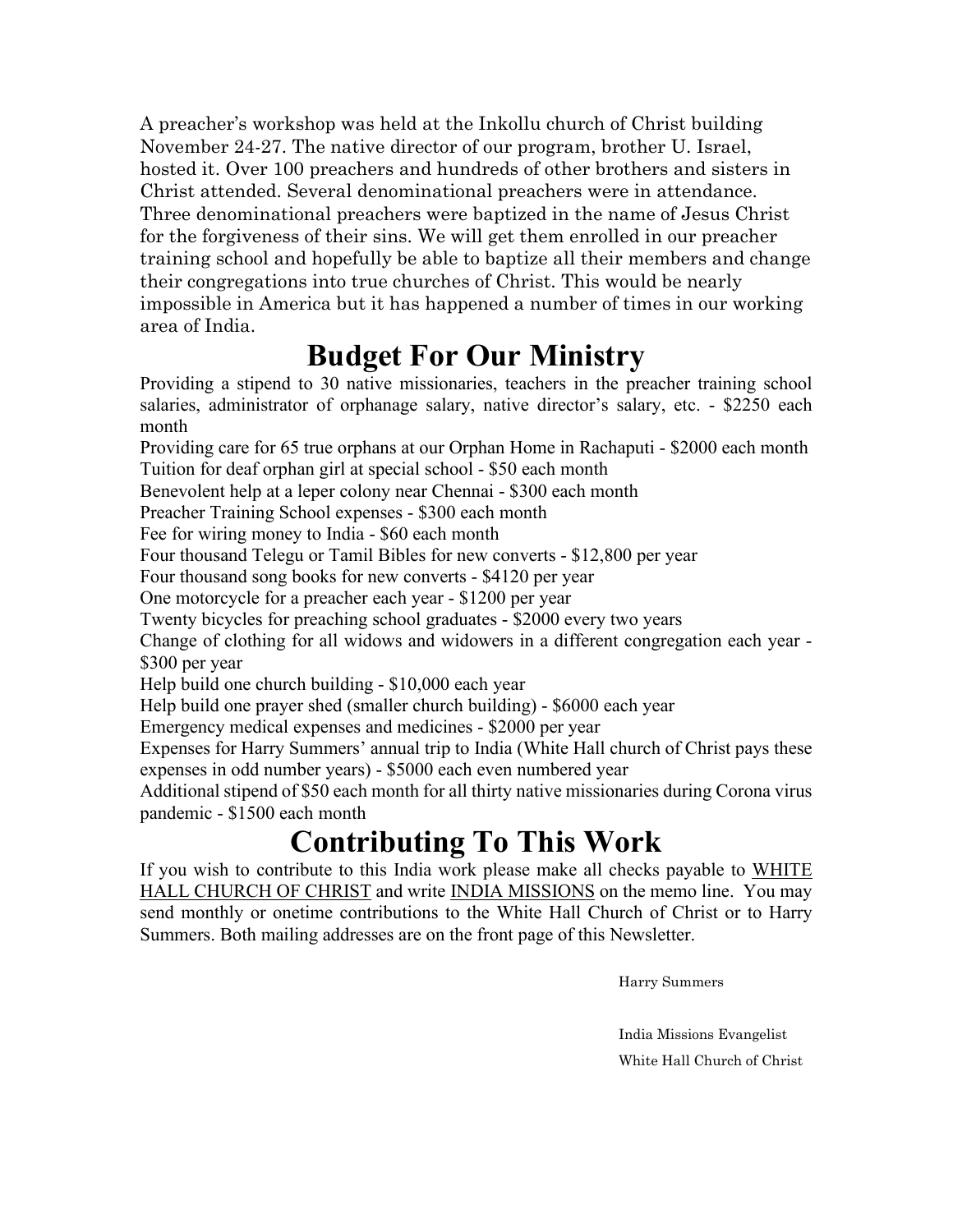A preacher's workshop was held at the Inkollu church of Christ building November 24-27. The native director of our program, brother U. Israel, hosted it. Over 100 preachers and hundreds of other brothers and sisters in Christ attended. Several denominational preachers were in attendance. Three denominational preachers were baptized in the name of Jesus Christ for the forgiveness of their sins. We will get them enrolled in our preacher training school and hopefully be able to baptize all their members and change their congregations into true churches of Christ. This would be nearly impossible in America but it has happened a number of times in our working area of India.

# Budget For Our Ministry

Providing a stipend to 30 native missionaries, teachers in the preacher training school salaries, administrator of orphanage salary, native director's salary, etc. - $2250 each month

Providing care for 65 true orphans at our Orphan Home in Rachaputi - $2000 each month

Tuition for deaf orphan girl at special school - $50 each month

Benevolent help at a leper colony near Chennai - $300 each month

Preacher Training School expenses - $300 each month

Fee for wiring money to India - $60 each month

Four thousand Telegu or Tamil Bibles for new converts - $12,800 per year

Four thousand song books for new converts - $4120 per year

One motorcycle for a preacher each year - $1200 per year

Twenty bicycles for preaching school graduates - $2000 every two years

Change of clothing for all widows and widowers in a different congregation each year - $300 per year

Help build one church building - $10,000 each year

Help build one prayer shed (smaller church building) - $6000 each year

Emergency medical expenses and medicines - $2000 per year

Expenses for Harry Summers' annual trip to India (White Hall church of Christ pays these expenses in odd number years) - $5000 each even numbered year

Additional stipend of $50 each month for all thirty native missionaries during Corona virus pandemic - $1500 each month

# Contributing To This Work

If you wish to contribute to this India work please make all checks payable to WHITE HALL CHURCH OF CHRIST and write INDIA MISSIONS on the memo line. You may send monthly or onetime contributions to the White Hall Church of Christ or to Harry Summers. Both mailing addresses are on the front page of this Newsletter.

Harry Summers

India Missions Evangelist

White Hall Church of Christ